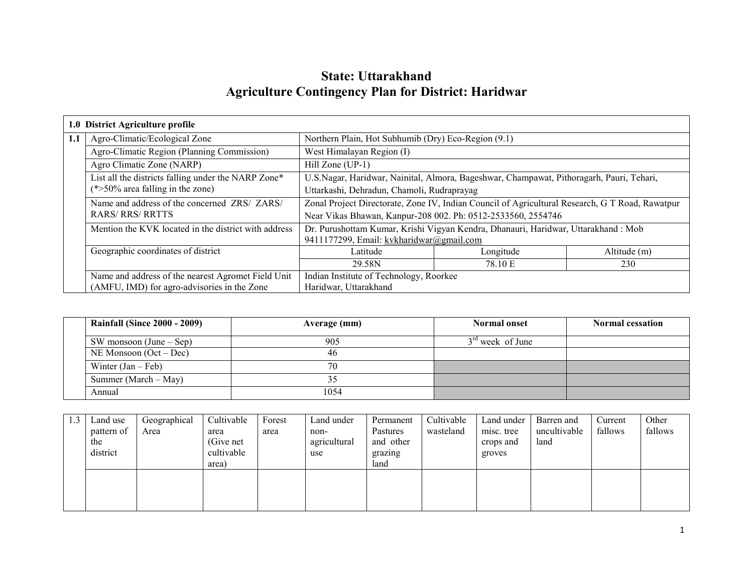# State: Uttarakhand
# Agriculture Contingency Plan for District: Haridwar

| **1.0 District Agriculture profile** | | | | |
|---|---|---|---|---|
| **1.1** | Agro-Climatic/Ecological Zone | Northern Plain, Hot Subhumib (Dry) Eco-Region (9.1) | | |
| | Agro-Climatic Region (Planning Commission) | West Himalayan Region (I) | | |
| | Agro Climatic Zone (NARP) | Hill Zone (UP-1) | | |
| | List all the districts falling under the NARP Zone* (*>50% area falling in the zone) | U.S.Nagar, Haridwar, Nainital, Almora, Bageshwar, Champawat, Pithoragarh, Pauri, Tehari, Uttarkashi, Dehradun, Chamoli, Rudraprayag | | |
| | Name and address of the concerned ZRS/ ZARS/ RARS/ RRS/ RRTTS | Zonal Project Directorate, Zone IV, Indian Council of Agricultural Research, G T Road, Rawatpur Near Vikas Bhawan, Kanpur-208 002. Ph: 0512-2533560, 2554746 | | |
| | Mention the KVK located in the district with address | Dr. Purushottam Kumar, Krishi Vigyan Kendra, Dhanauri, Haridwar, Uttarakhand : Mob 9411177299, Email: kvkharidwar@gmail.com | | |
| | Geographic coordinates of district | Latitude | Longitude | Altitude (m) |
| | | 29.58N | 78.10 E | 230 |
| | Name and address of the nearest Agromet Field Unit (AMFU, IMD) for agro-advisories in the Zone | Indian Institute of Technology, Roorkee Haridwar, Uttarakhand | | |

| | **Rainfall (Since 2000 - 2009)** | **Average (mm)** | **Normal onset** | **Normal cessation** |
|---|---|---|---|---|
| | SW monsoon (June – Sep) | 905 | 3rd week of June | |
| | NE Monsoon (Oct – Dec) | 46 | | |
| | Winter (Jan – Feb) | 70 | | |
| | Summer (March – May) | 35 | | |
| | Annual | 1054 | | |

| 1.3 | Land use pattern of the district | Geographical Area | Cultivable area (Give net cultivable area) | Forest area | Land under non-agricultural use | Permanent Pastures and other grazing land | Cultivable wasteland | Land under misc. tree crops and groves | Barren and uncultivable land | Current fallows | Other fallows |
|---|---|---|---|---|---|---|---|---|---|---|---|
| | | | | | | | | | | | |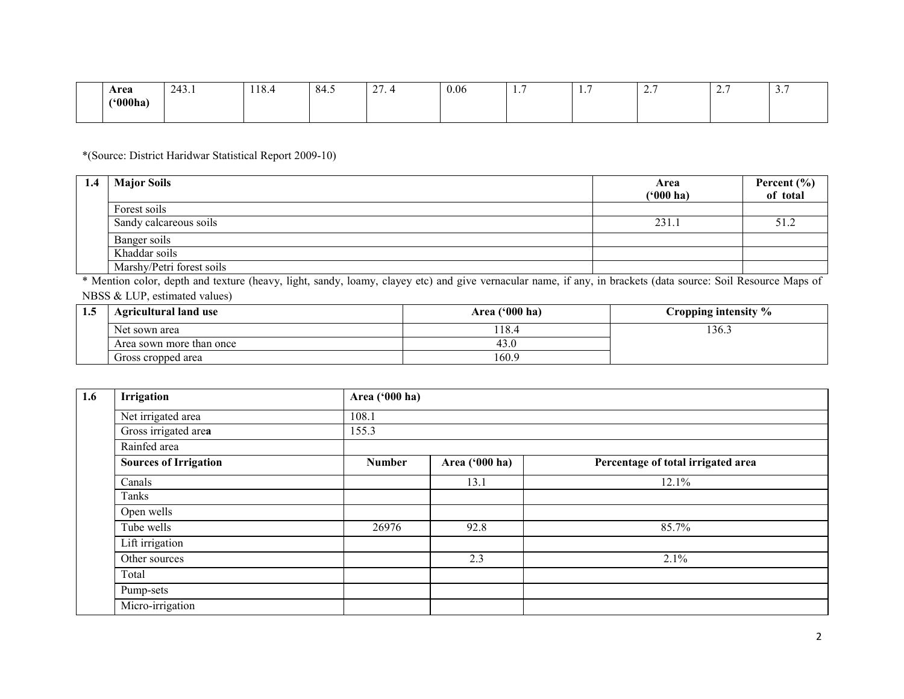| | Area ('000ha) | 243.1 | 118.4 | 84.5 | 27. 4 | 0.06 | 1.7 | 1.7 | 2.7 | 2.7 | 3.7 |
|---|---|---|---|---|---|---|---|---|---|---|---|

*(Source: District Haridwar Statistical Report 2009-10)

| 1.4 | Major Soils | Area ('000 ha) | Percent (%) of total |
|---|---|---|---|
| | Forest soils | | |
| | Sandy calcareous soils | 231.1 | 51.2 |
| | Banger soils | | |
| | Khaddar soils | | |
| | Marshy/Petri forest soils | | |

* Mention color, depth and texture (heavy, light, sandy, loamy, clayey etc) and give vernacular name, if any, in brackets (data source: Soil Resource Maps of NBSS & LUP, estimated values)

| 1.5 | Agricultural land use | Area ('000 ha) | Cropping intensity % |
|---|---|---|---|
| | Net sown area | 118.4 | 136.3 |
| | Area sown more than once | 43.0 | |
| | Gross cropped area | 160.9 | |

| 1.6 | Irrigation | Area ('000 ha) | | |
|---|---|---|---|---|
| | Net irrigated area | 108.1 | | |
| | Gross irrigated area | 155.3 | | |
| | Rainfed area | | | |
| | **Sources of Irrigation** | **Number** | **Area ('000 ha)** | **Percentage of total irrigated area** |
| | Canals | | 13.1 | 12.1% |
| | Tanks | | | |
| | Open wells | | | |
| | Tube wells | 26976 | 92.8 | 85.7% |
| | Lift irrigation | | | |
| | Other sources | | 2.3 | 2.1% |
| | Total | | | |
| | Pump-sets | | | |
| | Micro-irrigation | | | |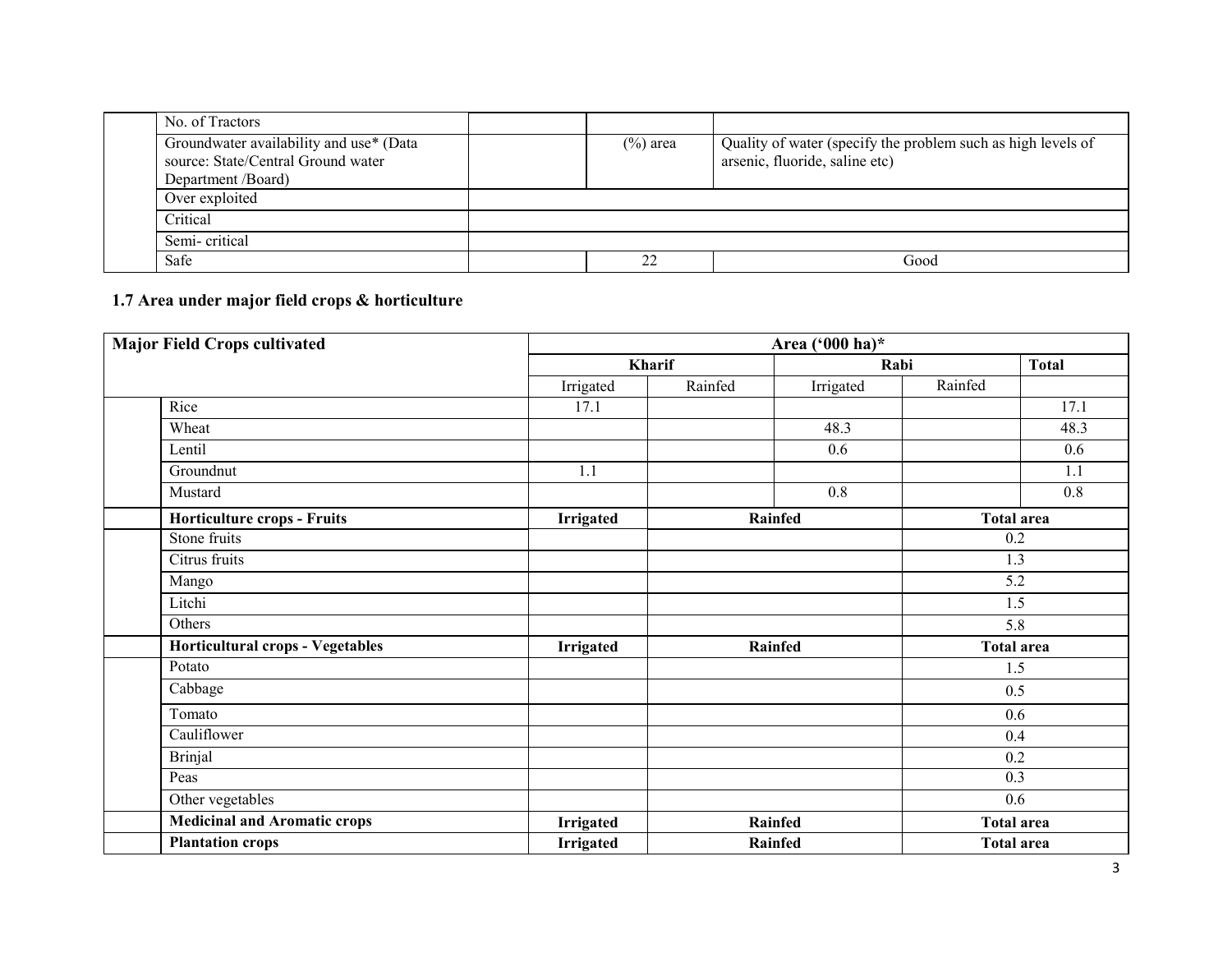| | | | | |
|---|---|---|---|---|
| | No. of Tractors | | | |
| | Groundwater availability and use* (Data source: State/Central Ground water Department /Board) | | (%) area | Quality of water (specify the problem such as high levels of arsenic, fluoride, saline etc) |
| | Over exploited | | | |
| | Critical | | | |
| | Semi- critical | | | |
| | Safe | | 22 | Good |

### 1.7 Area under major field crops & horticulture

| Major Field Crops cultivated | | Area ('000 ha)* | | | | |
|---|---|---|---|---|---|---|
| | | Kharif | | Rabi | | Total |
| | | Irrigated | Rainfed | Irrigated | Rainfed | |
| | Rice | 17.1 | | | | 17.1 |
| | Wheat | | | 48.3 | | 48.3 |
| | Lentil | | | 0.6 | | 0.6 |
| | Groundnut | 1.1 | | | | 1.1 |
| | Mustard | | | 0.8 | | 0.8 |
| | **Horticulture crops - Fruits** | **Irrigated** | **Rainfed** | | **Total area** | |
| | Stone fruits | | | | 0.2 | |
| | Citrus fruits | | | | 1.3 | |
| | Mango | | | | 5.2 | |
| | Litchi | | | | 1.5 | |
| | Others | | | | 5.8 | |
| | **Horticultural crops - Vegetables** | **Irrigated** | **Rainfed** | | **Total area** | |
| | Potato | | | | 1.5 | |
| | Cabbage | | | | 0.5 | |
| | Tomato | | | | 0.6 | |
| | Cauliflower | | | | 0.4 | |
| | Brinjal | | | | 0.2 | |
| | Peas | | | | 0.3 | |
| | Other vegetables | | | | 0.6 | |
| | **Medicinal and Aromatic crops** | **Irrigated** | **Rainfed** | | **Total area** | |
| | **Plantation crops** | **Irrigated** | **Rainfed** | | **Total area** | |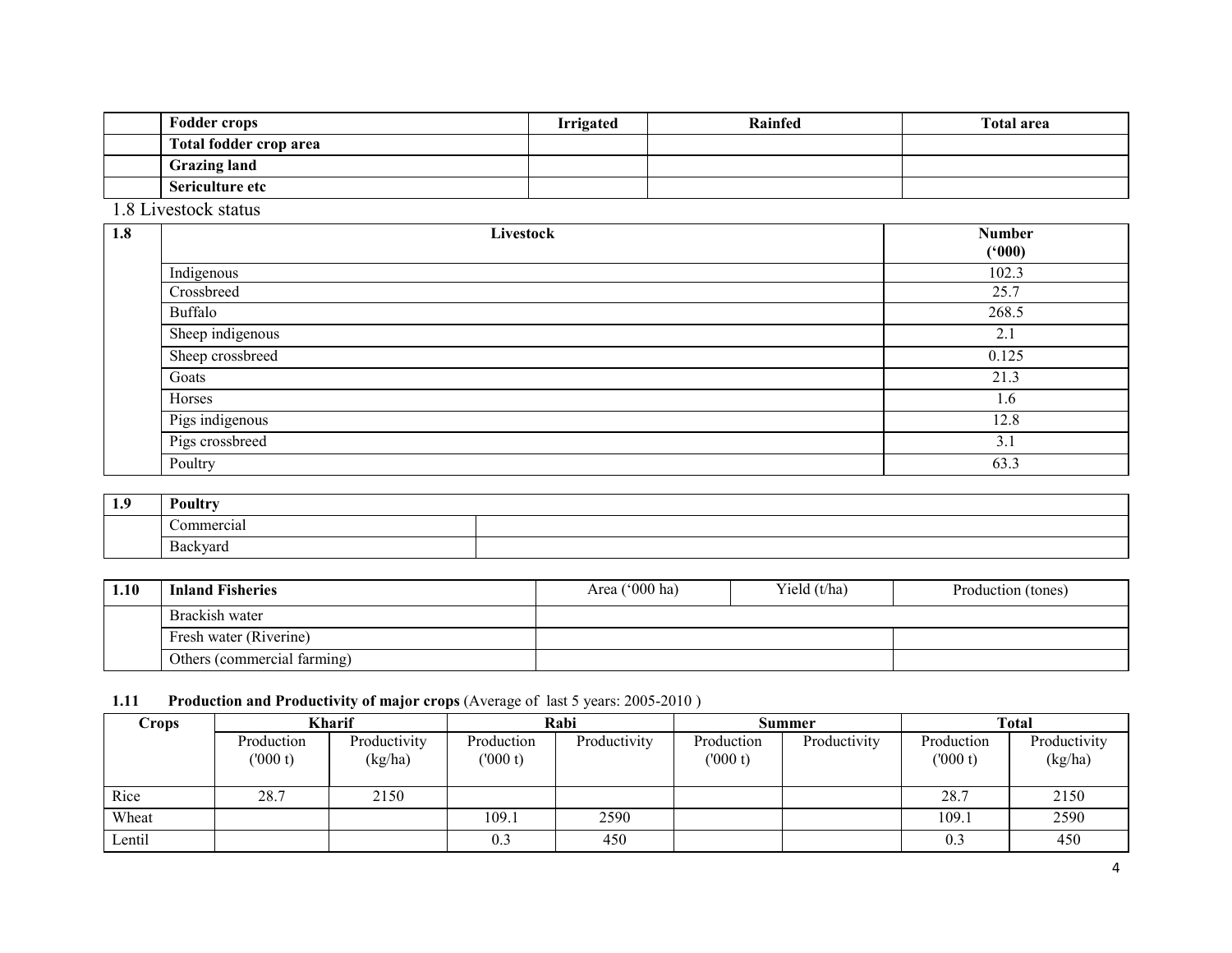| | Fodder crops | Irrigated | Rainfed | Total area |
|---|---|---|---|---|
| | Total fodder crop area | | | |
| | Grazing land | | | |
| | Sericulture etc | | | |

1.8 Livestock status

| 1.8 | Livestock | Number ('000) |
|---|---|---|
| | Indigenous | 102.3 |
| | Crossbreed | 25.7 |
| | Buffalo | 268.5 |
| | Sheep indigenous | 2.1 |
| | Sheep crossbreed | 0.125 |
| | Goats | 21.3 |
| | Horses | 1.6 |
| | Pigs indigenous | 12.8 |
| | Pigs crossbreed | 3.1 |
| | Poultry | 63.3 |

| 1.9 | Poultry | |
|---|---|---|
| | Commercial | |
| | Backyard | |

| 1.10 | Inland Fisheries | Area ('000 ha) | Yield (t/ha) | Production (tones) |
|---|---|---|---|---|
| | Brackish water | | | |
| | Fresh water (Riverine) | | | |
| | Others (commercial farming) | | | |

**1.11 Production and Productivity of major crops** (Average of last 5 years: 2005-2010 )

| Crops | Kharif | | Rabi | | Summer | | Total | |
|---|---|---|---|---|---|---|---|---|
| | Production ('000 t) | Productivity (kg/ha) | Production ('000 t) | Productivity | Production ('000 t) | Productivity | Production ('000 t) | Productivity (kg/ha) |
| Rice | 28.7 | 2150 | | | | | 28.7 | 2150 |
| Wheat | | | 109.1 | 2590 | | | 109.1 | 2590 |
| Lentil | | | 0.3 | 450 | | | 0.3 | 450 |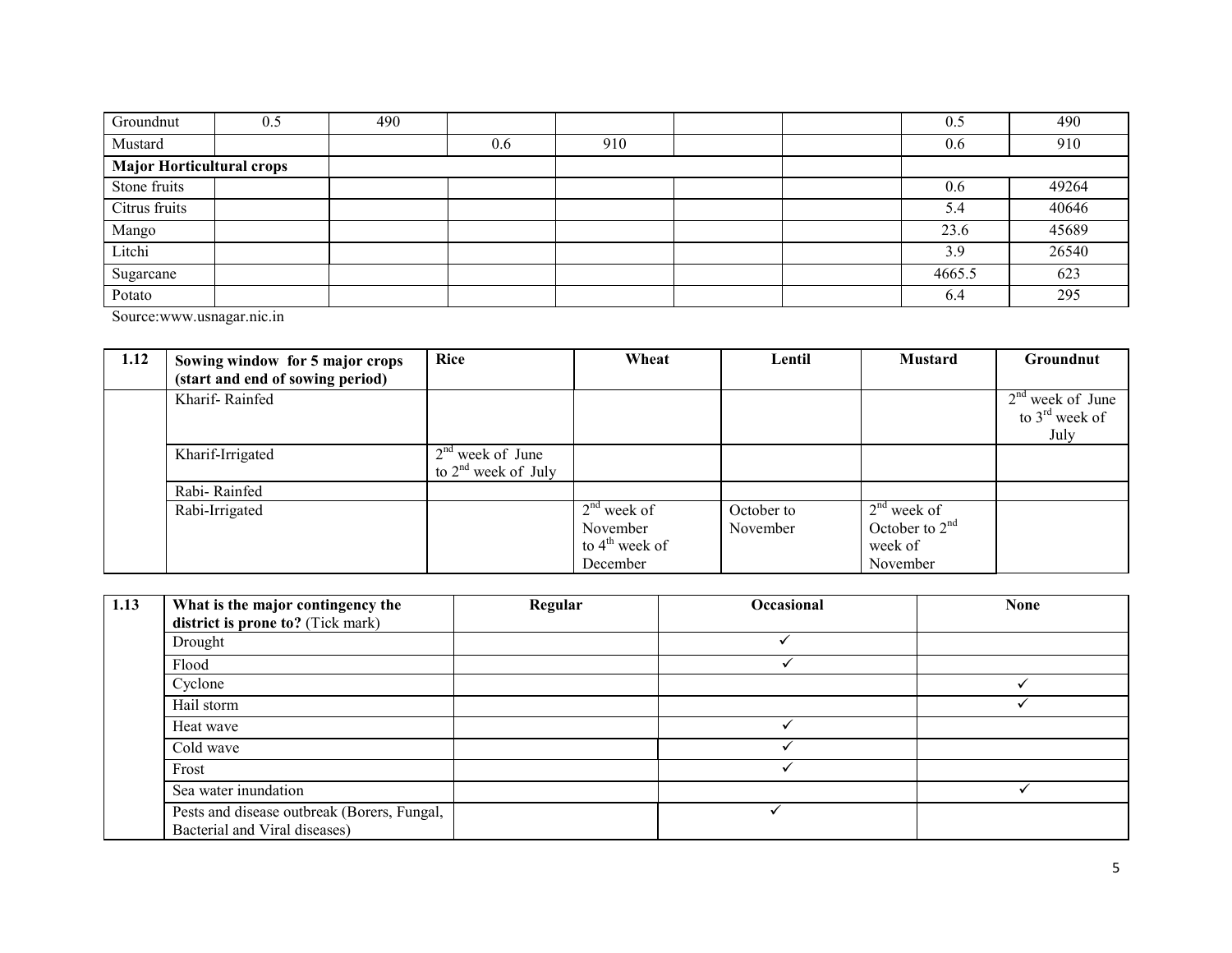| Groundnut | 0.5 | 490 | | | | | 0.5 | 490 |
|---|---|---|---|---|---|---|---|---|
| Mustard | | | 0.6 | 910 | | | 0.6 | 910 |
| **Major Horticultural crops** | | | | | | | | |
| Stone fruits | | | | | | | 0.6 | 49264 |
| Citrus fruits | | | | | | | 5.4 | 40646 |
| Mango | | | | | | | 23.6 | 45689 |
| Litchi | | | | | | | 3.9 | 26540 |
| Sugarcane | | | | | | | 4665.5 | 623 |
| Potato | | | | | | | 6.4 | 295 |

Source:www.usnagar.nic.in

| 1.12 | Sowing window for 5 major crops (start and end of sowing period) | Rice | Wheat | Lentil | Mustard | Groundnut |
|---|---|---|---|---|---|---|
| | Kharif- Rainfed | | | | | 2nd week of June to 3rd week of July |
| | Kharif-Irrigated | 2nd week of June to 2nd week of July | | | | |
| | Rabi- Rainfed | | | | | |
| | Rabi-Irrigated | | 2nd week of November to 4th week of December | October to November | 2nd week of October to 2nd week of November | |

| 1.13 | What is the major contingency the district is prone to? (Tick mark) | Regular | Occasional | None |
|---|---|---|---|---|
| | Drought | | ✓ | |
| | Flood | | ✓ | |
| | Cyclone | | | ✓ |
| | Hail storm | | | ✓ |
| | Heat wave | | ✓ | |
| | Cold wave | | ✓ | |
| | Frost | | ✓ | |
| | Sea water inundation | | | ✓ |
| | Pests and disease outbreak (Borers, Fungal, Bacterial and Viral diseases) | | ✓ | |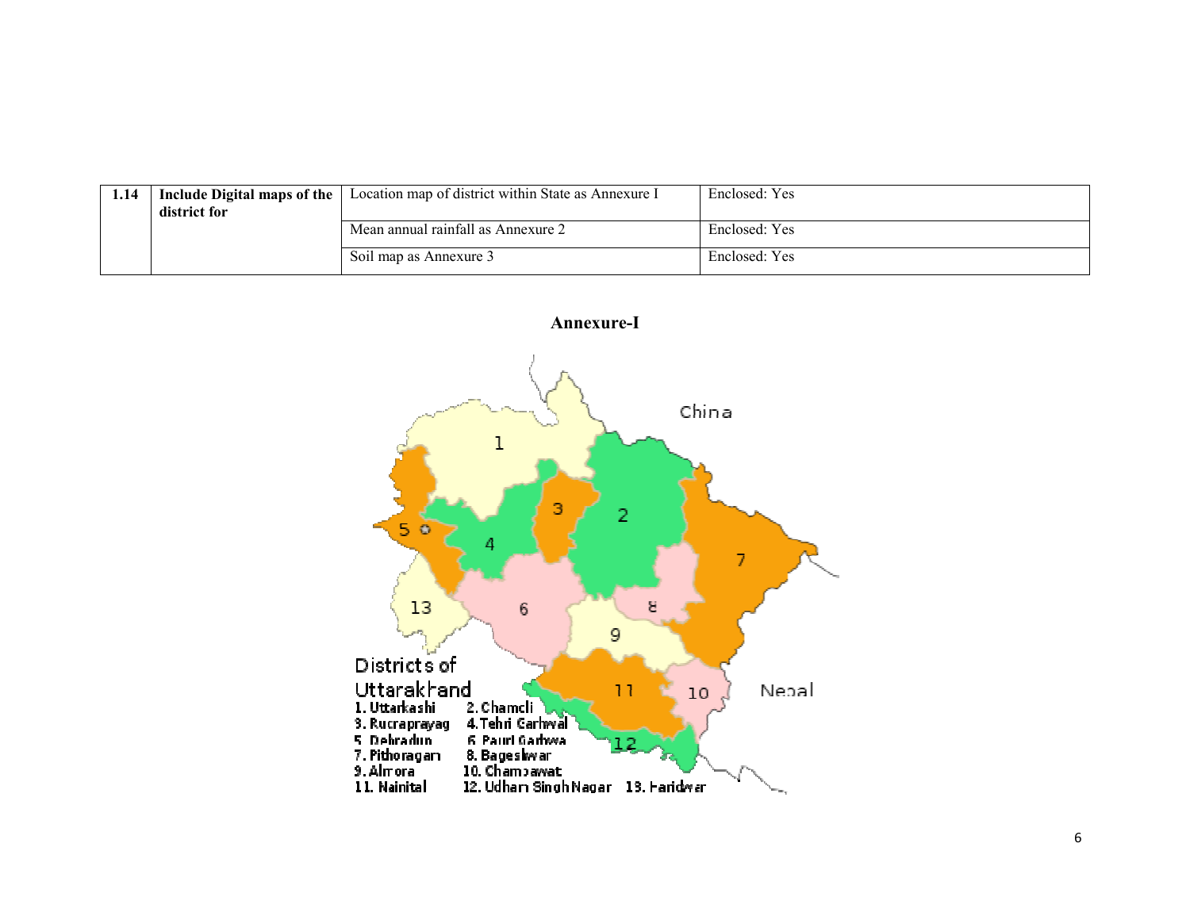| 1.14 | Include Digital maps of the district for | Location map of district within State as Annexure I | Enclosed: Yes |
|---|---|---|---|
| | | Mean annual rainfall as Annexure 2 | Enclosed: Yes |
| | | Soil map as Annexure 3 | Enclosed: Yes |

**Annexure-I**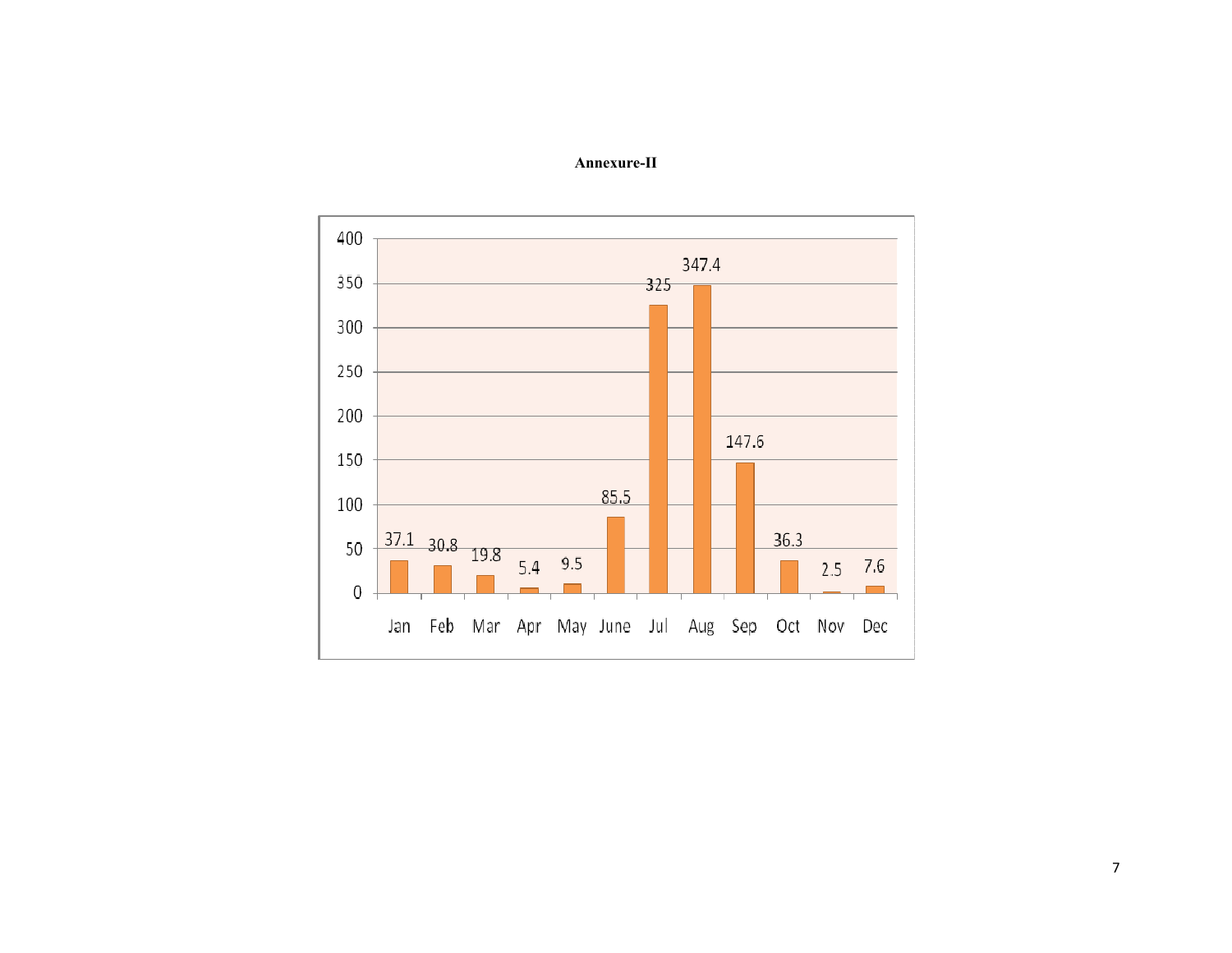**Annexure-II**

| Month | Value |
|---|---|
| Jan | 37.1 |
| Feb | 30.8 |
| Mar | 19.8 |
| Apr | 5.4 |
| May | 9.5 |
| June | 85.5 |
| Jul | 325 |
| Aug | 347.4 |
| Sep | 147.6 |
| Oct | 36.3 |
| Nov | 2.5 |
| Dec | 7.6 |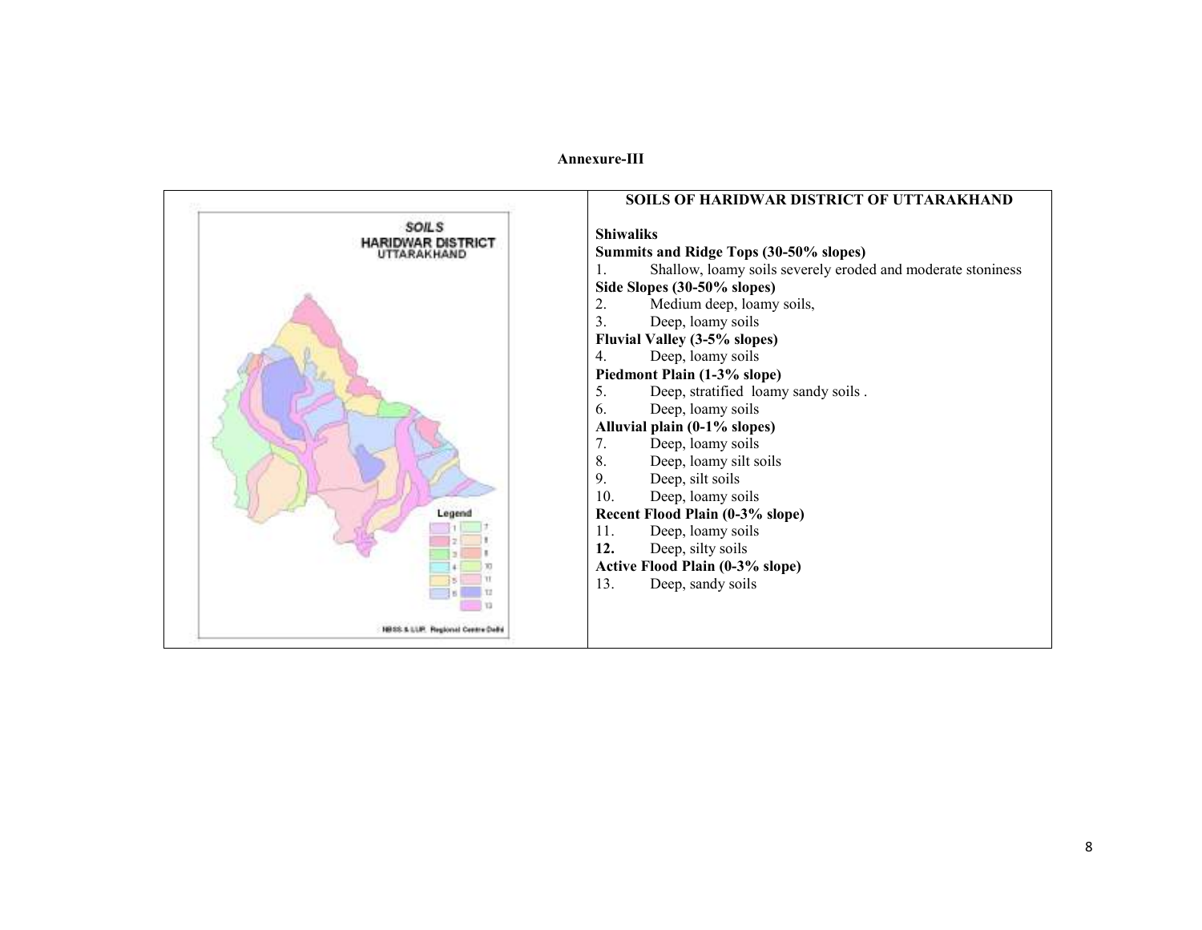**Annexure-III**

## SOILS OF HARIDWAR DISTRICT OF UTTARAKHAND

**Shiwaliks**

**Summits and Ridge Tops (30-50% slopes)**

1. Shallow, loamy soils severely eroded and moderate stoniness

**Side Slopes (30-50% slopes)**

2. Medium deep, loamy soils,
3. Deep, loamy soils

**Fluvial Valley (3-5% slopes)**

4. Deep, loamy soils

**Piedmont Plain (1-3% slope)**

5. Deep, stratified loamy sandy soils .
6. Deep, loamy soils

**Alluvial plain (0-1% slopes)**

7. Deep, loamy soils
8. Deep, loamy silt soils
9. Deep, silt soils
10. Deep, loamy soils

**Recent Flood Plain (0-3% slope)**

11. Deep, loamy soils
12. Deep, silty soils

**Active Flood Plain (0-3% slope)**

13. Deep, sandy soils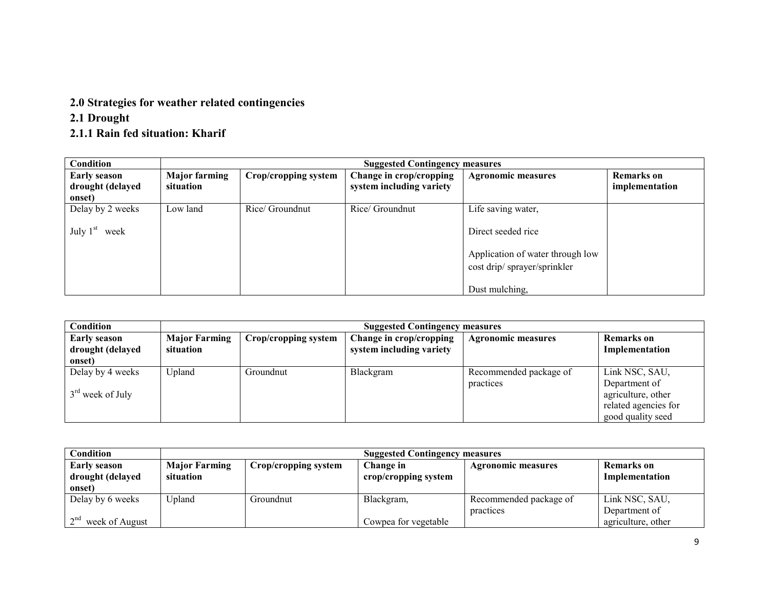## 2.0 Strategies for weather related contingencies

## 2.1 Drought

### 2.1.1 Rain fed situation: Kharif

| Condition | Suggested Contingency measures | | | | |
|---|---|---|---|---|---|
| **Early season drought (delayed onset)** | **Major farming situation** | **Crop/cropping system** | **Change in crop/cropping system including variety** | **Agronomic measures** | **Remarks on implementation** |
| Delay by 2 weeks<br><br>July 1st week | Low land | Rice/ Groundnut | Rice/ Groundnut | Life saving water,<br><br>Direct seeded rice<br><br>Application of water through low cost drip/ sprayer/sprinkler<br><br>Dust mulching, | |

| Condition | Suggested Contingency measures | | | | |
|---|---|---|---|---|---|
| **Early season drought (delayed onset)** | **Major Farming situation** | **Crop/cropping system** | **Change in crop/cropping system including variety** | **Agronomic measures** | **Remarks on Implementation** |
| Delay by 4 weeks<br><br>3rd week of July | Upland | Groundnut | Blackgram | Recommended package of practices | Link NSC, SAU, Department of agriculture, other related agencies for good quality seed |

| Condition | Suggested Contingency measures | | | | |
|---|---|---|---|---|---|
| **Early season drought (delayed onset)** | **Major Farming situation** | **Crop/cropping system** | **Change in crop/cropping system** | **Agronomic measures** | **Remarks on Implementation** |
| Delay by 6 weeks<br><br>2nd week of August | Upland | Groundnut | Blackgram,<br><br>Cowpea for vegetable | Recommended package of practices | Link NSC, SAU, Department of agriculture, other |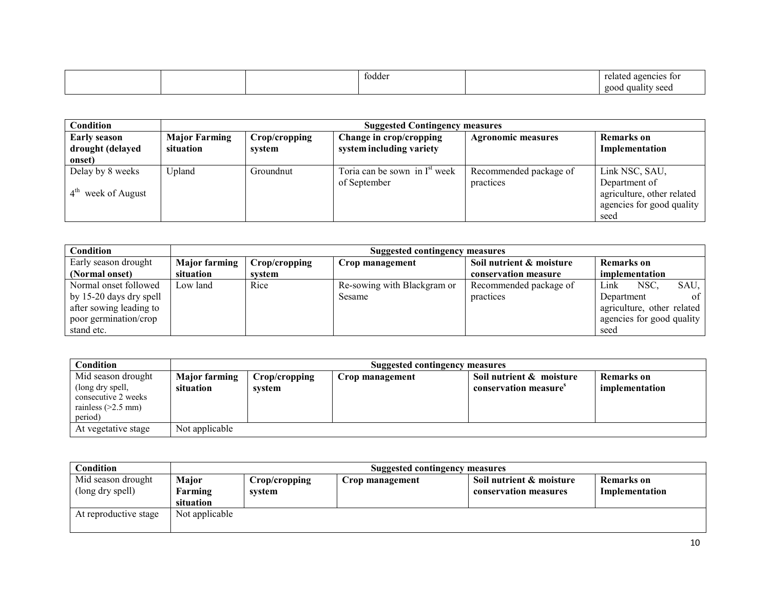|  |  |  | fodder |  | related agencies for good quality seed |
|---|---|---|---|---|---|

| Condition | Suggested Contingency measures | | | | |
|---|---|---|---|---|---|
| **Early season drought (delayed onset)** | **Major Farming situation** | **Crop/cropping system** | **Change in crop/cropping system including variety** | **Agronomic measures** | **Remarks on Implementation** |
| Delay by 8 weeks<br><br>4th week of August | Upland | Groundnut | Toria can be sown in Ist week of September | Recommended package of practices | Link NSC, SAU, Department of agriculture, other related agencies for good quality seed |

| Condition | Suggested contingency measures | | | | |
|---|---|---|---|---|---|
| Early season drought **(Normal onset)** | **Major farming situation** | **Crop/cropping system** | **Crop management** | **Soil nutrient & moisture conservation measure** | **Remarks on implementation** |
| Normal onset followed by 15-20 days dry spell after sowing leading to poor germination/crop stand etc. | Low land | Rice | Re-sowing with Blackgram or Sesame | Recommended package of practices | Link NSC, SAU, Department of agriculture, other related agencies for good quality seed |

| Condition | Suggested contingency measures | | | | |
|---|---|---|---|---|---|
| Mid season drought (long dry spell, consecutive 2 weeks rainless (>2.5 mm) period) | **Major farming situation** | **Crop/cropping system** | **Crop management** | **Soil nutrient & moisture conservation measure**s | **Remarks on implementation** |
| At vegetative stage | Not applicable | | | | |

| Condition | Suggested contingency measures | | | | |
|---|---|---|---|---|---|
| Mid season drought (long dry spell) | **Major Farming situation** | **Crop/cropping system** | **Crop management** | **Soil nutrient & moisture conservation measures** | **Remarks on Implementation** |
| At reproductive stage | Not applicable | | | | |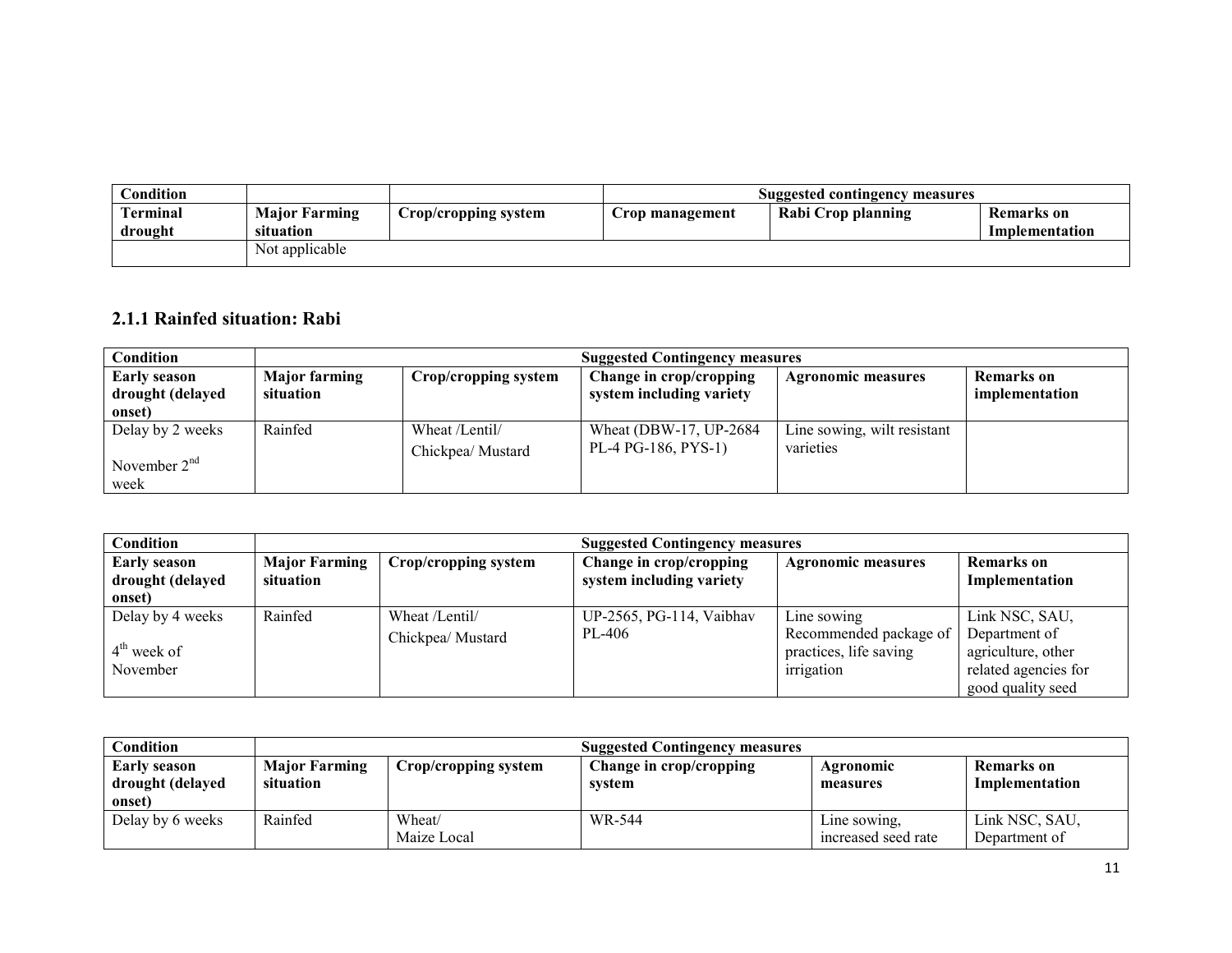| Condition | | | Suggested contingency measures | | |
|---|---|---|---|---|---|
| Terminal drought | Major Farming situation | Crop/cropping system | Crop management | Rabi Crop planning | Remarks on Implementation |
| | Not applicable | | | | |

## 2.1.1 Rainfed situation: Rabi

| Condition | Suggested Contingency measures | | | | |
|---|---|---|---|---|---|
| Early season drought (delayed onset) | Major farming situation | Crop/cropping system | Change in crop/cropping system including variety | Agronomic measures | Remarks on implementation |
| Delay by 2 weeks<br>November 2nd week | Rainfed | Wheat /Lentil/<br>Chickpea/ Mustard | Wheat (DBW-17, UP-2684 PL-4 PG-186, PYS-1) | Line sowing, wilt resistant varieties | |

| Condition | Suggested Contingency measures | | | | |
|---|---|---|---|---|---|
| Early season drought (delayed onset) | Major Farming situation | Crop/cropping system | Change in crop/cropping system including variety | Agronomic measures | Remarks on Implementation |
| Delay by 4 weeks<br>4th week of November | Rainfed | Wheat /Lentil/<br>Chickpea/ Mustard | UP-2565, PG-114, Vaibhav PL-406 | Line sowing<br>Recommended package of practices, life saving irrigation | Link NSC, SAU, Department of agriculture, other related agencies for good quality seed |

| Condition | Suggested Contingency measures | | | | |
|---|---|---|---|---|---|
| Early season drought (delayed onset) | Major Farming situation | Crop/cropping system | Change in crop/cropping system | Agronomic measures | Remarks on Implementation |
| Delay by 6 weeks | Rainfed | Wheat/<br>Maize Local | WR-544 | Line sowing, increased seed rate | Link NSC, SAU, Department of |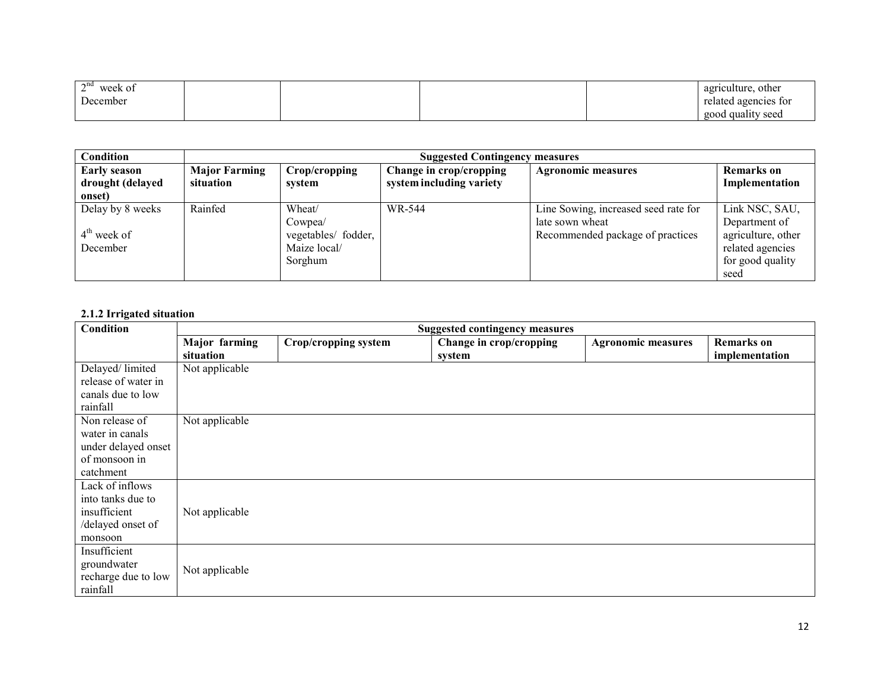| | | | | | |
|---|---|---|---|---|---|
| 2nd week of December | | | | | agriculture, other related agencies for good quality seed |

| Condition | Suggested Contingency measures | | | | |
|---|---|---|---|---|---|
| **Early season drought (delayed onset)** | **Major Farming situation** | **Crop/cropping system** | **Change in crop/cropping system including variety** | **Agronomic measures** | **Remarks on Implementation** |
| Delay by 8 weeks<br><br>4th week of December | Rainfed | Wheat/ Cowpea/ vegetables/ fodder, Maize local/ Sorghum | WR-544 | Line Sowing, increased seed rate for late sown wheat<br>Recommended package of practices | Link NSC, SAU, Department of agriculture, other related agencies for good quality seed |

**2.1.2 Irrigated situation**

| Condition | Suggested contingency measures | | | | |
|---|---|---|---|---|---|
| | **Major farming situation** | **Crop/cropping system** | **Change in crop/cropping system** | **Agronomic measures** | **Remarks on implementation** |
| Delayed/ limited release of water in canals due to low rainfall | Not applicable | | | | |
| Non release of water in canals under delayed onset of monsoon in catchment | Not applicable | | | | |
| Lack of inflows into tanks due to insufficient /delayed onset of monsoon | Not applicable | | | | |
| Insufficient groundwater recharge due to low rainfall | Not applicable | | | | |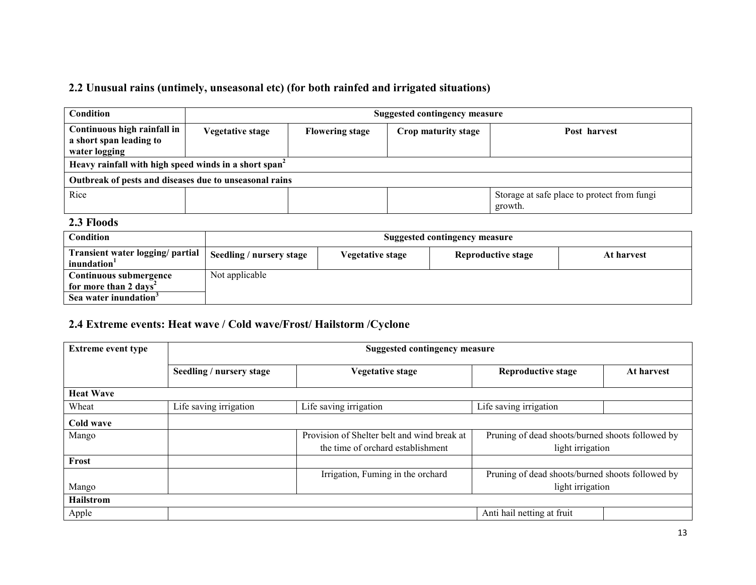## 2.2 Unusual rains (untimely, unseasonal etc) (for both rainfed and irrigated situations)

| Condition | Suggested contingency measure | | | |
|---|---|---|---|---|
| Continuous high rainfall in a short span leading to water logging | Vegetative stage | Flowering stage | Crop maturity stage | Post harvest |
| Heavy rainfall with high speed winds in a short span[2] | | | | |
| Outbreak of pests and diseases due to unseasonal rains | | | | |
| Rice | | | | Storage at safe place to protect from fungi growth. |

## 2.3 Floods

| Condition | Suggested contingency measure | | | |
|---|---|---|---|---|
| Transient water logging/ partial inundation[1] | Seedling / nursery stage | Vegetative stage | Reproductive stage | At harvest |
| Continuous submergence for more than 2 days[2] | Not applicable | | | |
| Sea water inundation[3] | | | | |

## 2.4 Extreme events: Heat wave / Cold wave/Frost/ Hailstorm /Cyclone

| Extreme event type | Suggested contingency measure | | | |
|---|---|---|---|---|
| | Seedling / nursery stage | Vegetative stage | Reproductive stage | At harvest |
| **Heat Wave** | | | | |
| Wheat | Life saving irrigation | Life saving irrigation | Life saving irrigation | |
| **Cold wave** | | | | |
| Mango | | Provision of Shelter belt and wind break at the time of orchard establishment | Pruning of dead shoots/burned shoots followed by light irrigation | |
| **Frost** | | | | |
| Mango | | Irrigation, Fuming in the orchard | Pruning of dead shoots/burned shoots followed by light irrigation | |
| **Hailstrom** | | | | |
| Apple | | | Anti hail netting at fruit | |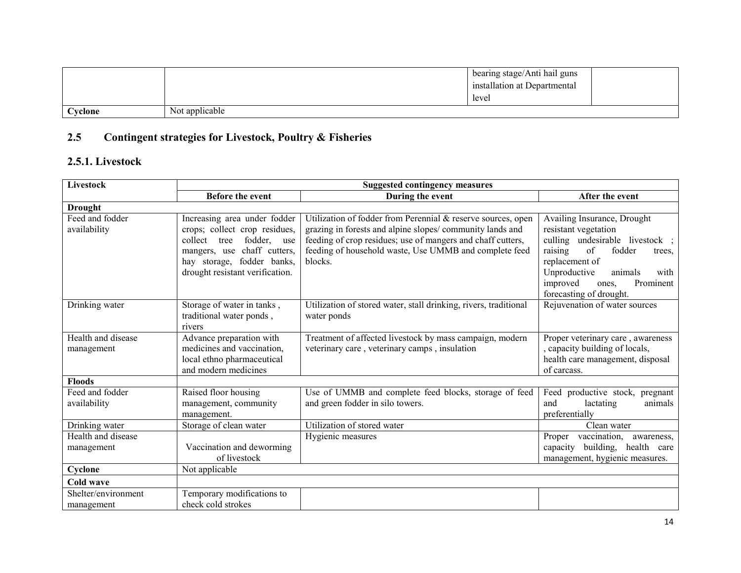| | | bearing stage/Anti hail guns installation at Departmental level | |
|---|---|---|---|
| **Cyclone** | Not applicable | | |

## 2.5 Contingent strategies for Livestock, Poultry & Fisheries

### 2.5.1. Livestock

| Livestock | Suggested contingency measures | | |
|---|---|---|---|
| | **Before the event** | **During the event** | **After the event** |
| **Drought** | | | |
| Feed and fodder availability | Increasing area under fodder crops; collect crop residues, collect tree fodder, use mangers, use chaff cutters, hay storage, fodder banks, drought resistant verification. | Utilization of fodder from Perennial & reserve sources, open grazing in forests and alpine slopes/ community lands and feeding of crop residues; use of mangers and chaff cutters, feeding of household waste, Use UMMB and complete feed blocks. | Availing Insurance, Drought resistant vegetation culling undesirable livestock ; raising of fodder trees, replacement of Unproductive animals with improved ones, Prominent forecasting of drought. |
| Drinking water | Storage of water in tanks , traditional water ponds , rivers | Utilization of stored water, stall drinking, rivers, traditional water ponds | Rejuvenation of water sources |
| Health and disease management | Advance preparation with medicines and vaccination, local ethno pharmaceutical and modern medicines | Treatment of affected livestock by mass campaign, modern veterinary care , veterinary camps , insulation | Proper veterinary care , awareness , capacity building of locals, health care management, disposal of carcass. |
| **Floods** | | | |
| Feed and fodder availability | Raised floor housing management, community management. | Use of UMMB and complete feed blocks, storage of feed and green fodder in silo towers. | Feed productive stock, pregnant and lactating animals preferentially |
| Drinking water | Storage of clean water | Utilization of stored water | Clean water |
| Health and disease management | Vaccination and deworming of livestock | Hygienic measures | Proper vaccination, awareness, capacity building, health care management, hygienic measures. |
| **Cyclone** | Not applicable | | |
| **Cold wave** | | | |
| Shelter/environment management | Temporary modifications to check cold strokes | | |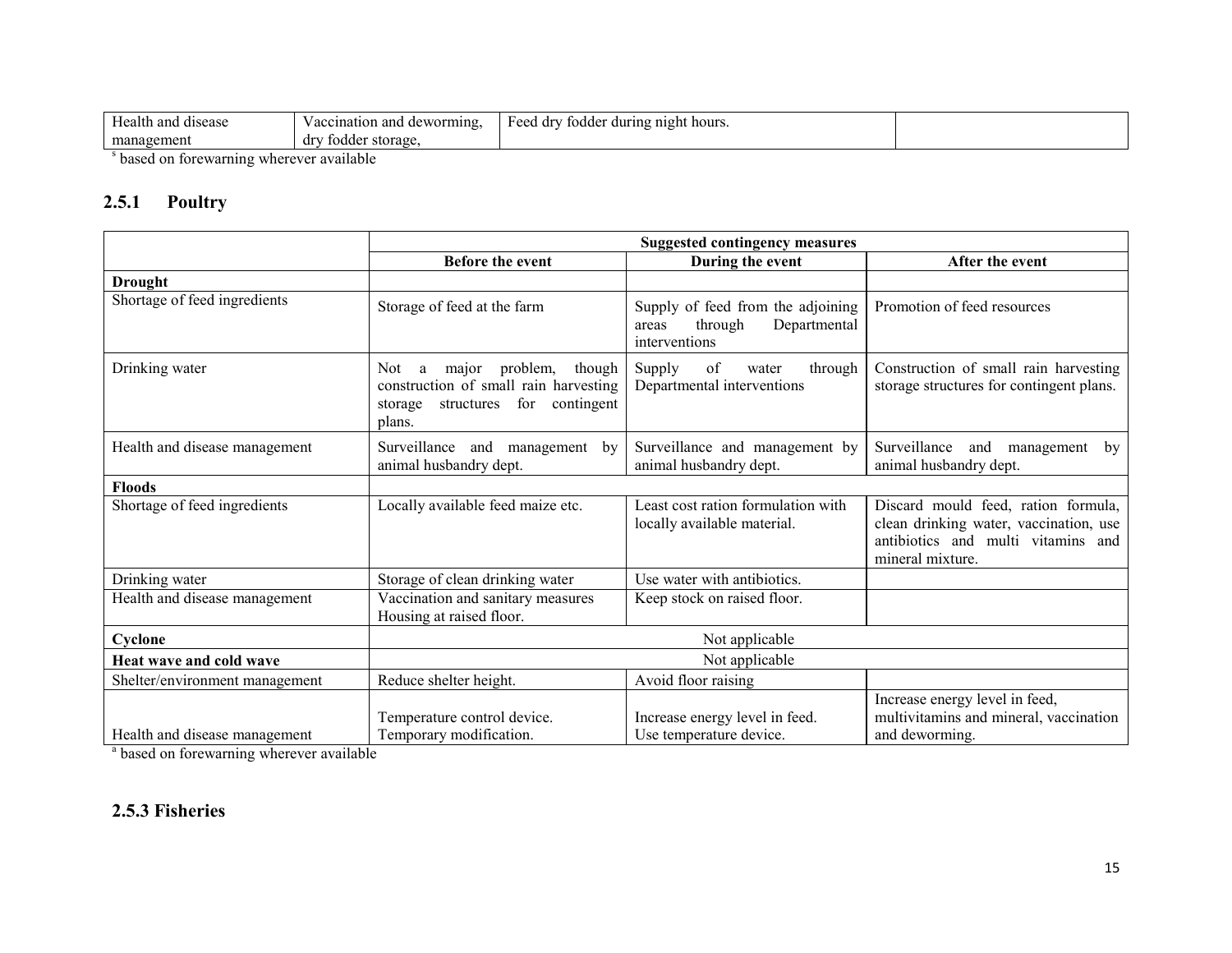| Health and disease management | Vaccination and deworming, dry fodder storage, | Feed dry fodder during night hours. | |
|---|---|---|---|

[s] based on forewarning wherever available

## 2.5.1 Poultry

| | Suggested contingency measures | | |
|---|---|---|---|
| | **Before the event** | **During the event** | **After the event** |
| **Drought** | | | |
| Shortage of feed ingredients | Storage of feed at the farm | Supply of feed from the adjoining areas through Departmental interventions | Promotion of feed resources |
| Drinking water | Not a major problem, though construction of small rain harvesting storage structures for contingent plans. | Supply of water through Departmental interventions | Construction of small rain harvesting storage structures for contingent plans. |
| Health and disease management | Surveillance and management by animal husbandry dept. | Surveillance and management by animal husbandry dept. | Surveillance and management by animal husbandry dept. |
| **Floods** | | | |
| Shortage of feed ingredients | Locally available feed maize etc. | Least cost ration formulation with locally available material. | Discard mould feed, ration formula, clean drinking water, vaccination, use antibiotics and multi vitamins and mineral mixture. |
| Drinking water | Storage of clean drinking water | Use water with antibiotics. | |
| Health and disease management | Vaccination and sanitary measures Housing at raised floor. | Keep stock on raised floor. | |
| **Cyclone** | Not applicable | | |
| **Heat wave and cold wave** | Not applicable | | |
| Shelter/environment management | Reduce shelter height. | Avoid floor raising | |
| Health and disease management | Temperature control device. Temporary modification. | Increase energy level in feed. Use temperature device. | Increase energy level in feed, multivitamins and mineral, vaccination and deworming. |

[a] based on forewarning wherever available

## 2.5.3 Fisheries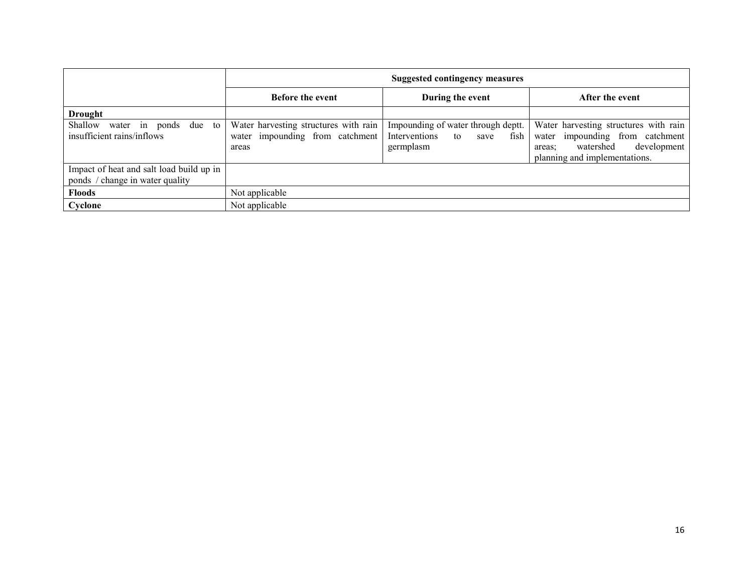| | Suggested contingency measures | | |
|---|---|---|---|
| | Before the event | During the event | After the event |
| **Drought** | | | |
| Shallow water in ponds due to insufficient rains/inflows | Water harvesting structures with rain water impounding from catchment areas | Impounding of water through deptt. Interventions to save fish germplasm | Water harvesting structures with rain water impounding from catchment areas; watershed development planning and implementations. |
| Impact of heat and salt load build up in ponds / change in water quality | | | |
| **Floods** | Not applicable | | |
| **Cyclone** | Not applicable | | |